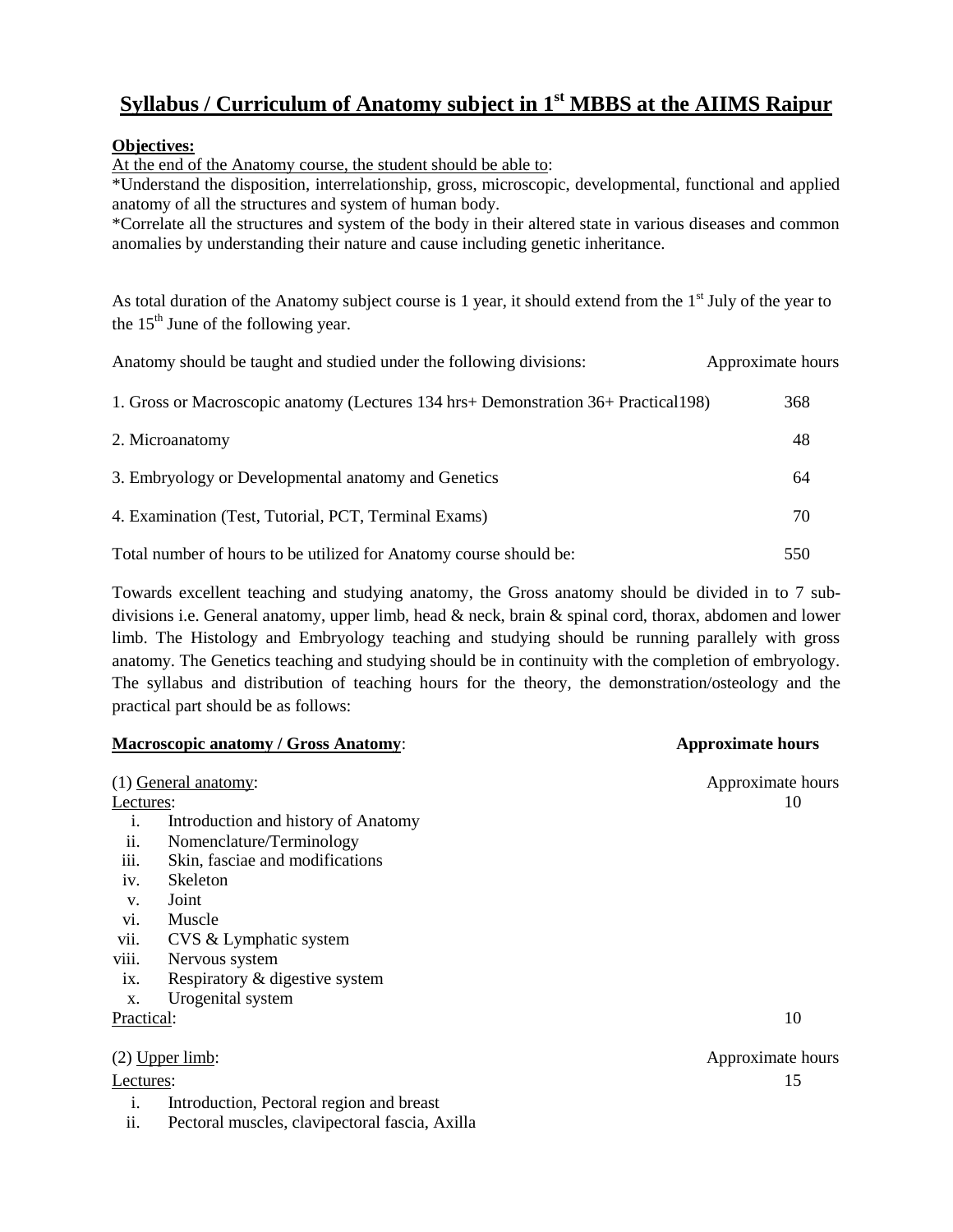# Syllabus / Curriculum of Anatomy subject in 1st MBBS at the AIIMS Raipur

**Objectives:**

At the end of the Anatomy course, the student should be able to:

*Understand the disposition, interrelationship, gross, microscopic, developmental, functional and applied anatomy of all the structures and system of human body.

*Correlate all the structures and system of the body in their altered state in various diseases and common anomalies by understanding their nature and cause including genetic inheritance.

As total duration of the Anatomy subject course is 1 year, it should extend from the 1st July of the year to the 15th June of the following year.

| Anatomy should be taught and studied under the following divisions: | Approximate hours |
|---|---|
| 1. Gross or Macroscopic anatomy (Lectures 134 hrs+ Demonstration 36+ Practical198) | 368 |
| 2. Microanatomy | 48 |
| 3. Embryology or Developmental anatomy and Genetics | 64 |
| 4. Examination (Test, Tutorial, PCT, Terminal Exams) | 70 |
| Total number of hours to be utilized for Anatomy course should be: | 550 |

Towards excellent teaching and studying anatomy, the Gross anatomy should be divided in to 7 sub-divisions i.e. General anatomy, upper limb, head & neck, brain & spinal cord, thorax, abdomen and lower limb. The Histology and Embryology teaching and studying should be running parallely with gross anatomy. The Genetics teaching and studying should be in continuity with the completion of embryology. The syllabus and distribution of teaching hours for the theory, the demonstration/osteology and the practical part should be as follows:

**Macroscopic anatomy / Gross Anatomy**: **Approximate hours**

(1) General anatomy: Approximate hours

Lectures: 10

- i. Introduction and history of Anatomy
- ii. Nomenclature/Terminology
- iii. Skin, fasciae and modifications
- iv. Skeleton
- v. Joint
- vi. Muscle
- vii. CVS & Lymphatic system
- viii. Nervous system
- ix. Respiratory & digestive system
- x. Urogenital system

Practical: 10

(2) Upper limb: Approximate hours

Lectures: 15

- i. Introduction, Pectoral region and breast
- ii. Pectoral muscles, clavipectoral fascia, Axilla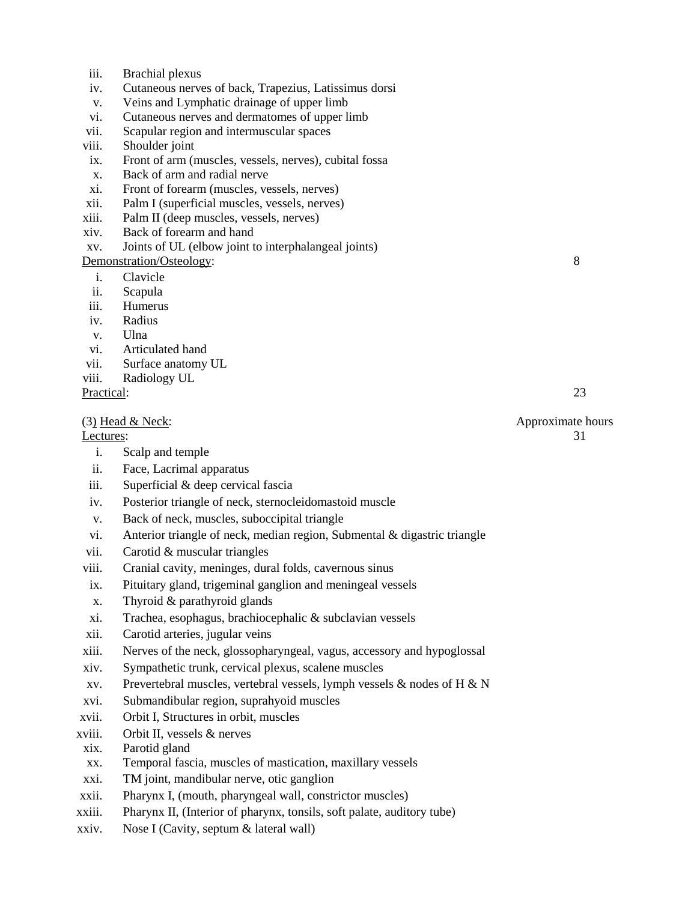iii. Brachial plexus
iv. Cutaneous nerves of back, Trapezius, Latissimus dorsi
v. Veins and Lymphatic drainage of upper limb
vi. Cutaneous nerves and dermatomes of upper limb
vii. Scapular region and intermuscular spaces
viii. Shoulder joint
ix. Front of arm (muscles, vessels, nerves), cubital fossa
x. Back of arm and radial nerve
xi. Front of forearm (muscles, vessels, nerves)
xii. Palm I (superficial muscles, vessels, nerves)
xiii. Palm II (deep muscles, vessels, nerves)
xiv. Back of forearm and hand
xv. Joints of UL (elbow joint to interphalangeal joints)

Demonstration/Osteology: 8

i. Clavicle
ii. Scapula
iii. Humerus
iv. Radius
v. Ulna
vi. Articulated hand
vii. Surface anatomy UL
viii. Radiology UL

Practical: 23

(3) Head & Neck: Approximate hours

Lectures: 31

i. Scalp and temple
ii. Face, Lacrimal apparatus
iii. Superficial & deep cervical fascia
iv. Posterior triangle of neck, sternocleidomastoid muscle
v. Back of neck, muscles, suboccipital triangle
vi. Anterior triangle of neck, median region, Submental & digastric triangle
vii. Carotid & muscular triangles
viii. Cranial cavity, meninges, dural folds, cavernous sinus
ix. Pituitary gland, trigeminal ganglion and meningeal vessels
x. Thyroid & parathyroid glands
xi. Trachea, esophagus, brachiocephalic & subclavian vessels
xii. Carotid arteries, jugular veins
xiii. Nerves of the neck, glossopharyngeal, vagus, accessory and hypoglossal
xiv. Sympathetic trunk, cervical plexus, scalene muscles
xv. Prevertebral muscles, vertebral vessels, lymph vessels & nodes of H & N
xvi. Submandibular region, suprahyoid muscles
xvii. Orbit I, Structures in orbit, muscles
xviii. Orbit II, vessels & nerves
xix. Parotid gland
xx. Temporal fascia, muscles of mastication, maxillary vessels
xxi. TM joint, mandibular nerve, otic ganglion
xxii. Pharynx I, (mouth, pharyngeal wall, constrictor muscles)
xxiii. Pharynx II, (Interior of pharynx, tonsils, soft palate, auditory tube)
xxiv. Nose I (Cavity, septum & lateral wall)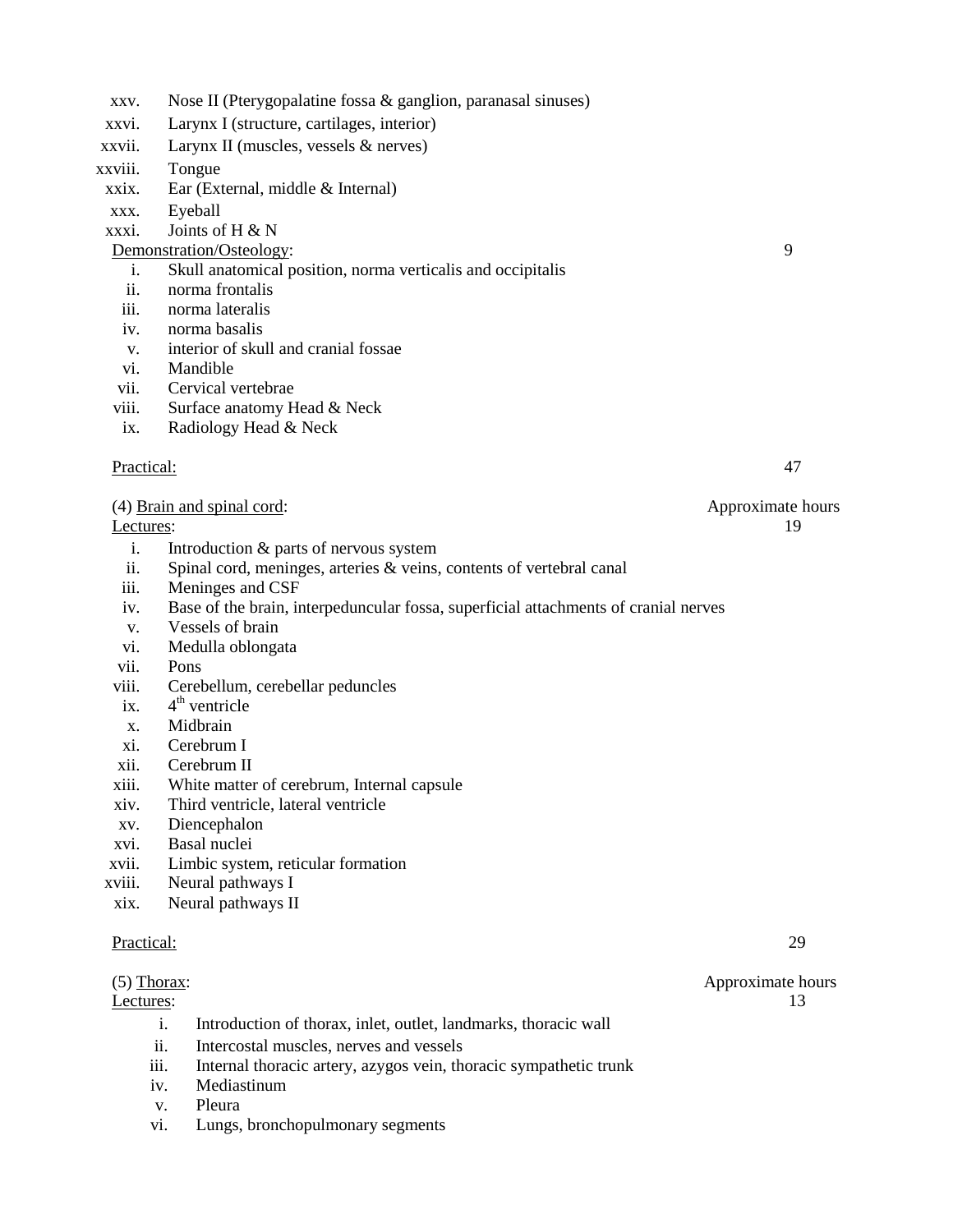xxv. Nose II (Pterygopalatine fossa & ganglion, paranasal sinuses)
xxvi. Larynx I (structure, cartilages, interior)
xxvii. Larynx II (muscles, vessels & nerves)
xxviii. Tongue
xxix. Ear (External, middle & Internal)
xxx. Eyeball
xxxi. Joints of H & N

Demonstration/Osteology: 9

i. Skull anatomical position, norma verticalis and occipitalis
ii. norma frontalis
iii. norma lateralis
iv. norma basalis
v. interior of skull and cranial fossae
vi. Mandible
vii. Cervical vertebrae
viii. Surface anatomy Head & Neck
ix. Radiology Head & Neck

Practical: 47

(4) Brain and spinal cord: Approximate hours

Lectures: 19

i. Introduction & parts of nervous system
ii. Spinal cord, meninges, arteries & veins, contents of vertebral canal
iii. Meninges and CSF
iv. Base of the brain, interpeduncular fossa, superficial attachments of cranial nerves
v. Vessels of brain
vi. Medulla oblongata
vii. Pons
viii. Cerebellum, cerebellar peduncles
ix. 4th ventricle
x. Midbrain
xi. Cerebrum I
xii. Cerebrum II
xiii. White matter of cerebrum, Internal capsule
xiv. Third ventricle, lateral ventricle
xv. Diencephalon
xvi. Basal nuclei
xvii. Limbic system, reticular formation
xviii. Neural pathways I
xix. Neural pathways II

Practical: 29

(5) Thorax: Approximate hours

Lectures: 13

i. Introduction of thorax, inlet, outlet, landmarks, thoracic wall
ii. Intercostal muscles, nerves and vessels
iii. Internal thoracic artery, azygos vein, thoracic sympathetic trunk
iv. Mediastinum
v. Pleura
vi. Lungs, bronchopulmonary segments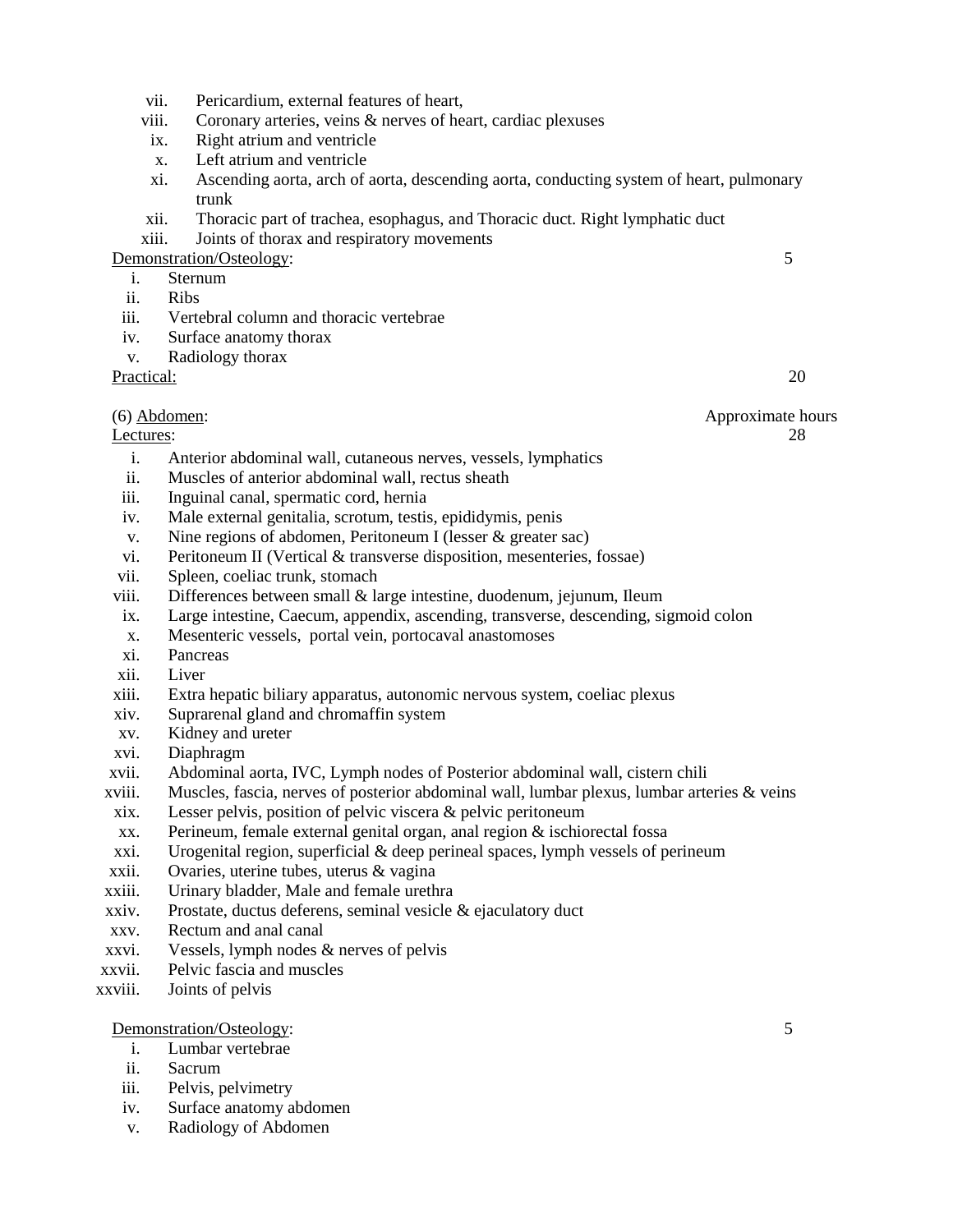vii. Pericardium, external features of heart,
viii. Coronary arteries, veins & nerves of heart, cardiac plexuses
ix. Right atrium and ventricle
x. Left atrium and ventricle
xi. Ascending aorta, arch of aorta, descending aorta, conducting system of heart, pulmonary trunk
xii. Thoracic part of trachea, esophagus, and Thoracic duct. Right lymphatic duct
xiii. Joints of thorax and respiratory movements

Demonstration/Osteology: 5

i. Sternum
ii. Ribs
iii. Vertebral column and thoracic vertebrae
iv. Surface anatomy thorax
v. Radiology thorax

Practical: 20

(6) Abdomen: Approximate hours

Lectures: 28

i. Anterior abdominal wall, cutaneous nerves, vessels, lymphatics
ii. Muscles of anterior abdominal wall, rectus sheath
iii. Inguinal canal, spermatic cord, hernia
iv. Male external genitalia, scrotum, testis, epididymis, penis
v. Nine regions of abdomen, Peritoneum I (lesser & greater sac)
vi. Peritoneum II (Vertical & transverse disposition, mesenteries, fossae)
vii. Spleen, coeliac trunk, stomach
viii. Differences between small & large intestine, duodenum, jejunum, Ileum
ix. Large intestine, Caecum, appendix, ascending, transverse, descending, sigmoid colon
x. Mesenteric vessels, portal vein, portocaval anastomoses
xi. Pancreas
xii. Liver
xiii. Extra hepatic biliary apparatus, autonomic nervous system, coeliac plexus
xiv. Suprarenal gland and chromaffin system
xv. Kidney and ureter
xvi. Diaphragm
xvii. Abdominal aorta, IVC, Lymph nodes of Posterior abdominal wall, cistern chili
xviii. Muscles, fascia, nerves of posterior abdominal wall, lumbar plexus, lumbar arteries & veins
xix. Lesser pelvis, position of pelvic viscera & pelvic peritoneum
xx. Perineum, female external genital organ, anal region & ischiorectal fossa
xxi. Urogenital region, superficial & deep perineal spaces, lymph vessels of perineum
xxii. Ovaries, uterine tubes, uterus & vagina
xxiii. Urinary bladder, Male and female urethra
xxiv. Prostate, ductus deferens, seminal vesicle & ejaculatory duct
xxv. Rectum and anal canal
xxvi. Vessels, lymph nodes & nerves of pelvis
xxvii. Pelvic fascia and muscles
xxviii. Joints of pelvis

Demonstration/Osteology: 5

i. Lumbar vertebrae
ii. Sacrum
iii. Pelvis, pelvimetry
iv. Surface anatomy abdomen
v. Radiology of Abdomen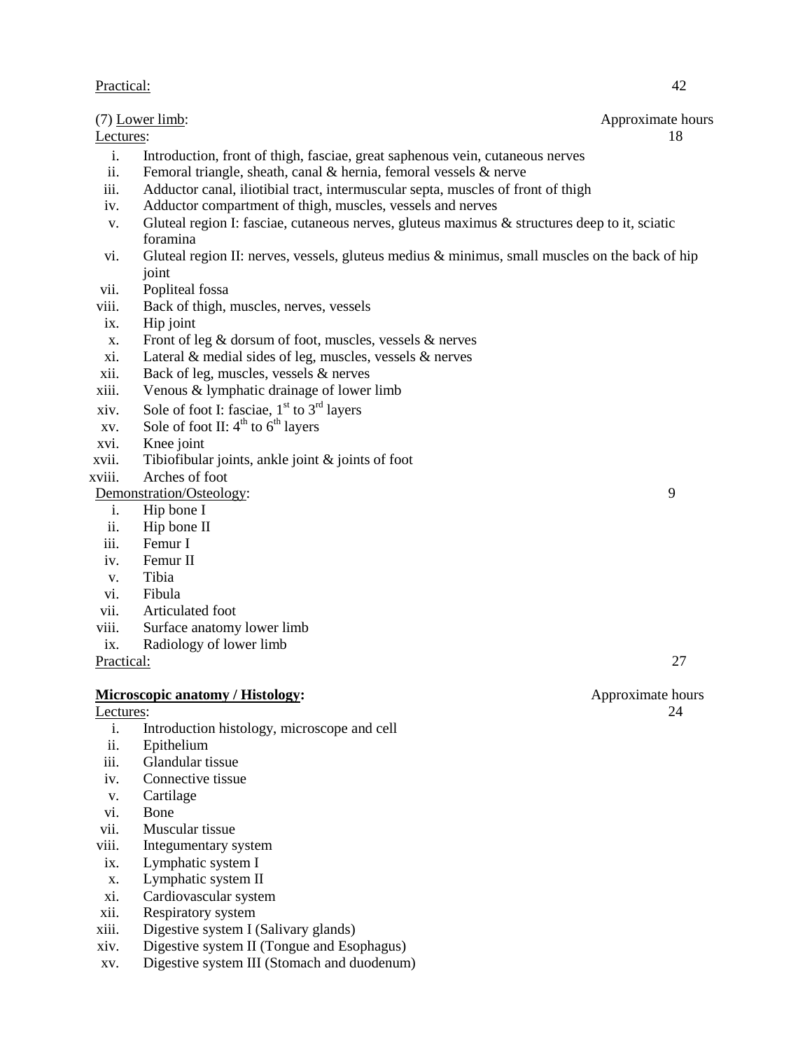Practical: 42

(7) Lower limb: Approximate hours

Lectures: 18

i. Introduction, front of thigh, fasciae, great saphenous vein, cutaneous nerves
ii. Femoral triangle, sheath, canal & hernia, femoral vessels & nerve
iii. Adductor canal, iliotibial tract, intermuscular septa, muscles of front of thigh
iv. Adductor compartment of thigh, muscles, vessels and nerves
v. Gluteal region I: fasciae, cutaneous nerves, gluteus maximus & structures deep to it, sciatic foramina
vi. Gluteal region II: nerves, vessels, gluteus medius & minimus, small muscles on the back of hip joint
vii. Popliteal fossa
viii. Back of thigh, muscles, nerves, vessels
ix. Hip joint
x. Front of leg & dorsum of foot, muscles, vessels & nerves
xi. Lateral & medial sides of leg, muscles, vessels & nerves
xii. Back of leg, muscles, vessels & nerves
xiii. Venous & lymphatic drainage of lower limb
xiv. Sole of foot I: fasciae, 1st to 3rd layers
xv. Sole of foot II: 4th to 6th layers
xvi. Knee joint
xvii. Tibiofibular joints, ankle joint & joints of foot
xviii. Arches of foot

Demonstration/Osteology: 9

i. Hip bone I
ii. Hip bone II
iii. Femur I
iv. Femur II
v. Tibia
vi. Fibula
vii. Articulated foot
viii. Surface anatomy lower limb
ix. Radiology of lower limb

Practical: 27

**Microscopic anatomy / Histology:** Approximate hours

Lectures: 24

i. Introduction histology, microscope and cell
ii. Epithelium
iii. Glandular tissue
iv. Connective tissue
v. Cartilage
vi. Bone
vii. Muscular tissue
viii. Integumentary system
ix. Lymphatic system I
x. Lymphatic system II
xi. Cardiovascular system
xii. Respiratory system
xiii. Digestive system I (Salivary glands)
xiv. Digestive system II (Tongue and Esophagus)
xv. Digestive system III (Stomach and duodenum)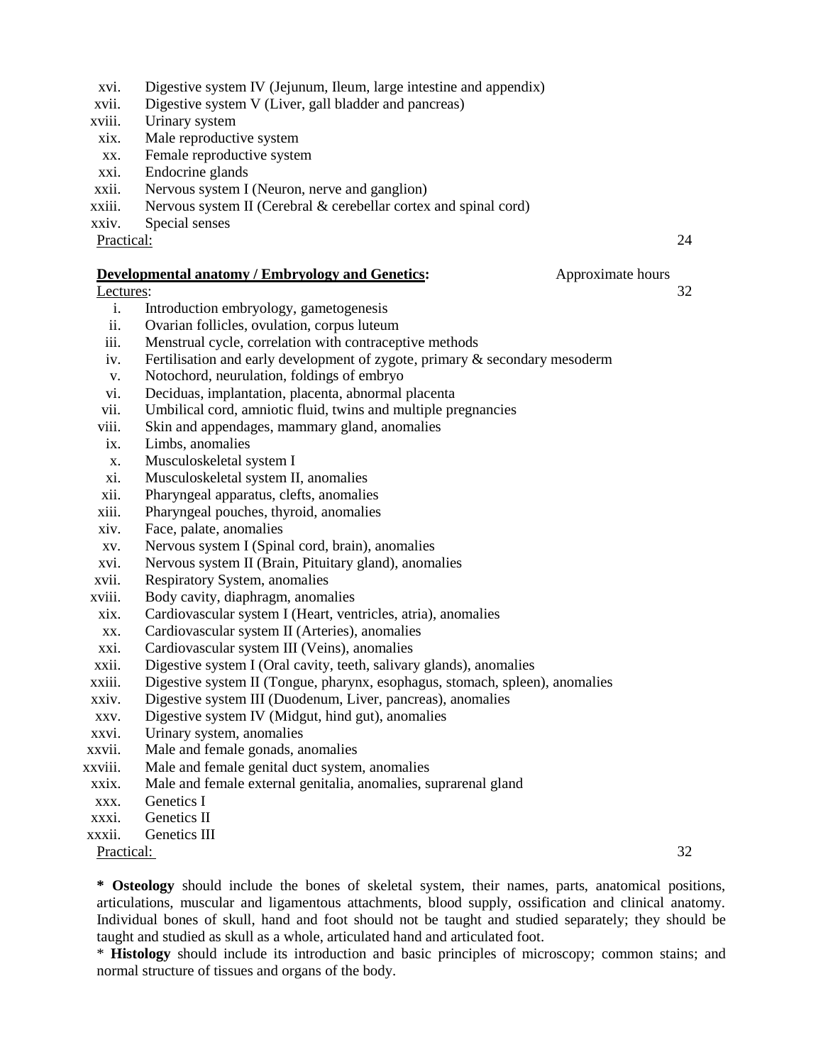xvi. Digestive system IV (Jejunum, Ileum, large intestine and appendix)
xvii. Digestive system V (Liver, gall bladder and pancreas)
xviii. Urinary system
xix. Male reproductive system
xx. Female reproductive system
xxi. Endocrine glands
xxii. Nervous system I (Neuron, nerve and ganglion)
xxiii. Nervous system II (Cerebral & cerebellar cortex and spinal cord)
xxiv. Special senses

Practical: 24

**Developmental anatomy / Embryology and Genetics:** Approximate hours

Lectures: 32

i. Introduction embryology, gametogenesis
ii. Ovarian follicles, ovulation, corpus luteum
iii. Menstrual cycle, correlation with contraceptive methods
iv. Fertilisation and early development of zygote, primary & secondary mesoderm
v. Notochord, neurulation, foldings of embryo
vi. Deciduas, implantation, placenta, abnormal placenta
vii. Umbilical cord, amniotic fluid, twins and multiple pregnancies
viii. Skin and appendages, mammary gland, anomalies
ix. Limbs, anomalies
x. Musculoskeletal system I
xi. Musculoskeletal system II, anomalies
xii. Pharyngeal apparatus, clefts, anomalies
xiii. Pharyngeal pouches, thyroid, anomalies
xiv. Face, palate, anomalies
xv. Nervous system I (Spinal cord, brain), anomalies
xvi. Nervous system II (Brain, Pituitary gland), anomalies
xvii. Respiratory System, anomalies
xviii. Body cavity, diaphragm, anomalies
xix. Cardiovascular system I (Heart, ventricles, atria), anomalies
xx. Cardiovascular system II (Arteries), anomalies
xxi. Cardiovascular system III (Veins), anomalies
xxii. Digestive system I (Oral cavity, teeth, salivary glands), anomalies
xxiii. Digestive system II (Tongue, pharynx, esophagus, stomach, spleen), anomalies
xxiv. Digestive system III (Duodenum, Liver, pancreas), anomalies
xxv. Digestive system IV (Midgut, hind gut), anomalies
xxvi. Urinary system, anomalies
xxvii. Male and female gonads, anomalies
xxviii. Male and female genital duct system, anomalies
xxix. Male and female external genitalia, anomalies, suprarenal gland
xxx. Genetics I
xxxi. Genetics II
xxxii. Genetics III

Practical: 32

* **Osteology** should include the bones of skeletal system, their names, parts, anatomical positions, articulations, muscular and ligamentous attachments, blood supply, ossification and clinical anatomy. Individual bones of skull, hand and foot should not be taught and studied separately; they should be taught and studied as skull as a whole, articulated hand and articulated foot.

* **Histology** should include its introduction and basic principles of microscopy; common stains; and normal structure of tissues and organs of the body.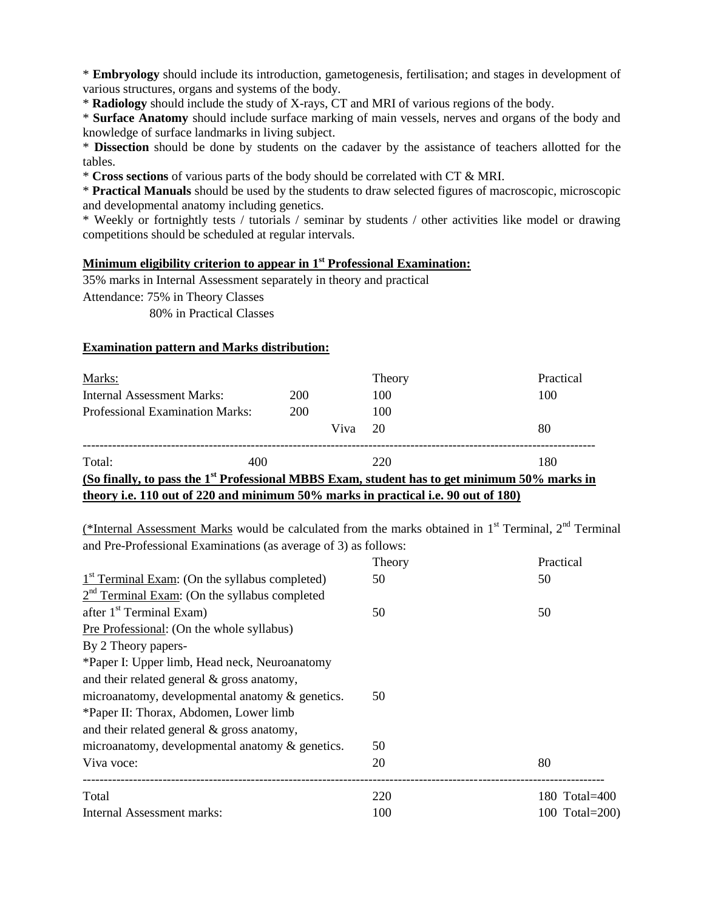* **Embryology** should include its introduction, gametogenesis, fertilisation; and stages in development of various structures, organs and systems of the body.
* **Radiology** should include the study of X-rays, CT and MRI of various regions of the body.
* **Surface Anatomy** should include surface marking of main vessels, nerves and organs of the body and knowledge of surface landmarks in living subject.
* **Dissection** should be done by students on the cadaver by the assistance of teachers allotted for the tables.
* **Cross sections** of various parts of the body should be correlated with CT & MRI.
* **Practical Manuals** should be used by the students to draw selected figures of macroscopic, microscopic and developmental anatomy including genetics.
* Weekly or fortnightly tests / tutorials / seminar by students / other activities like model or drawing competitions should be scheduled at regular intervals.

**Minimum eligibility criterion to appear in 1st Professional Examination:**

35% marks in Internal Assessment separately in theory and practical

Attendance: 75% in Theory Classes

80% in Practical Classes

**Examination pattern and Marks distribution:**

| Marks: | | | Theory | Practical |
|---|---|---|---|---|
| Internal Assessment Marks: | 200 | | 100 | 100 |
| Professional Examination Marks: | 200 | | 100 | |
| | | Viva | 20 | 80 |
| Total: | 400 | | 220 | 180 |

**(So finally, to pass the 1st Professional MBBS Exam, student has to get minimum 50% marks in theory i.e. 110 out of 220 and minimum 50% marks in practical i.e. 90 out of 180)**

(*Internal Assessment Marks would be calculated from the marks obtained in 1st Terminal, 2nd Terminal and Pre-Professional Examinations (as average of 3) as follows:

| | Theory | Practical |
|---|---|---|
| 1st Terminal Exam: (On the syllabus completed) | 50 | 50 |
| 2nd Terminal Exam: (On the syllabus completed after 1st Terminal Exam) | 50 | 50 |
| Pre Professional: (On the whole syllabus) By 2 Theory papers- | | |
| *Paper I: Upper limb, Head neck, Neuroanatomy and their related general & gross anatomy, microanatomy, developmental anatomy & genetics. | 50 | |
| *Paper II: Thorax, Abdomen, Lower limb and their related general & gross anatomy, microanatomy, developmental anatomy & genetics. | 50 | |
| Viva voce: | 20 | 80 |
| Total | 220 | 180 Total=400 |
| Internal Assessment marks: | 100 | 100 Total=200) |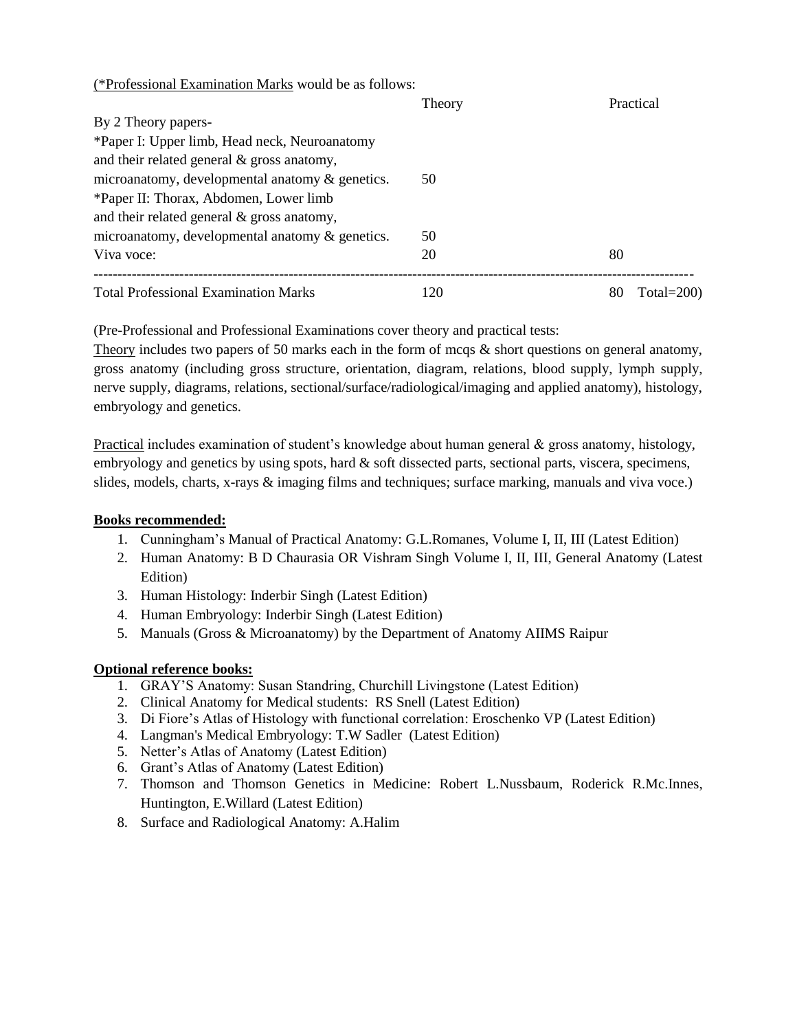(*Professional Examination Marks would be as follows:

| | Theory | Practical |
|---|---|---|
| By 2 Theory papers- | | |
| *Paper I: Upper limb, Head neck, Neuroanatomy and their related general & gross anatomy, microanatomy, developmental anatomy & genetics. | 50 | |
| *Paper II: Thorax, Abdomen, Lower limb and their related general & gross anatomy, microanatomy, developmental anatomy & genetics. | 50 | |
| Viva voce: | 20 | 80 |
| Total Professional Examination Marks | 120 | 80 Total=200) |

(Pre-Professional and Professional Examinations cover theory and practical tests:

Theory includes two papers of 50 marks each in the form of mcqs & short questions on general anatomy, gross anatomy (including gross structure, orientation, diagram, relations, blood supply, lymph supply, nerve supply, diagrams, relations, sectional/surface/radiological/imaging and applied anatomy), histology, embryology and genetics.

Practical includes examination of student's knowledge about human general & gross anatomy, histology, embryology and genetics by using spots, hard & soft dissected parts, sectional parts, viscera, specimens, slides, models, charts, x-rays & imaging films and techniques; surface marking, manuals and viva voce.)

**Books recommended:**

1. Cunningham's Manual of Practical Anatomy: G.L.Romanes, Volume I, II, III (Latest Edition)
2. Human Anatomy: B D Chaurasia OR Vishram Singh Volume I, II, III, General Anatomy (Latest Edition)
3. Human Histology: Inderbir Singh (Latest Edition)
4. Human Embryology: Inderbir Singh (Latest Edition)
5. Manuals (Gross & Microanatomy) by the Department of Anatomy AIIMS Raipur

**Optional reference books:**

1. GRAY'S Anatomy: Susan Standring, Churchill Livingstone (Latest Edition)
2. Clinical Anatomy for Medical students: RS Snell (Latest Edition)
3. Di Fiore's Atlas of Histology with functional correlation: Eroschenko VP (Latest Edition)
4. Langman's Medical Embryology: T.W Sadler (Latest Edition)
5. Netter's Atlas of Anatomy (Latest Edition)
6. Grant's Atlas of Anatomy (Latest Edition)
7. Thomson and Thomson Genetics in Medicine: Robert L.Nussbaum, Roderick R.Mc.Innes, Huntington, E.Willard (Latest Edition)
8. Surface and Radiological Anatomy: A.Halim